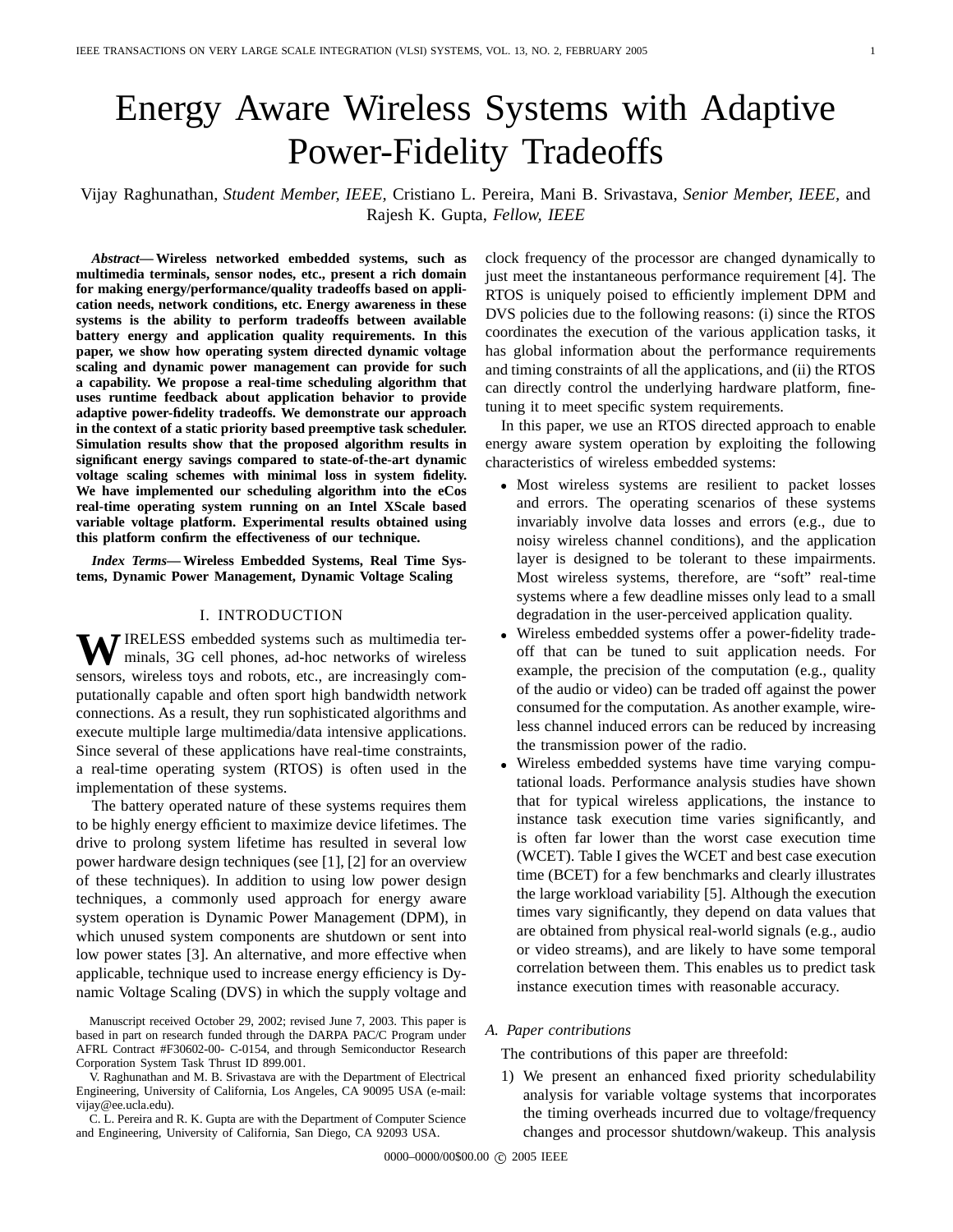# Energy Aware Wireless Systems with Adaptive Power-Fidelity Tradeoffs

Vijay Raghunathan, *Student Member, IEEE,* Cristiano L. Pereira, Mani B. Srivastava, *Senior Member, IEEE,* and Rajesh K. Gupta, *Fellow, IEEE*

***Abstract*— Wireless networked embedded systems, such as multimedia terminals, sensor nodes, etc., present a rich domain for making energy/performance/quality tradeoffs based on application needs, network conditions, etc. Energy awareness in these systems is the ability to perform tradeoffs between available battery energy and application quality requirements. In this paper, we show how operating system directed dynamic voltage scaling and dynamic power management can provide for such a capability. We propose a real-time scheduling algorithm that uses runtime feedback about application behavior to provide adaptive power-fidelity tradeoffs. We demonstrate our approach in the context of a static priority based preemptive task scheduler. Simulation results show that the proposed algorithm results in significant energy savings compared to state-of-the-art dynamic voltage scaling schemes with minimal loss in system fidelity. We have implemented our scheduling algorithm into the eCos real-time operating system running on an Intel XScale based variable voltage platform. Experimental results obtained using this platform confirm the effectiveness of our technique.**

***Index Terms*— Wireless Embedded Systems, Real Time Systems, Dynamic Power Management, Dynamic Voltage Scaling**

## I. INTRODUCTION

Wireless embedded systems such as multimedia terminals, 3G cell phones, ad-hoc networks of wireless sensors, wireless toys and robots, etc., are increasingly computationally capable and often sport high bandwidth network connections. As a result, they run sophisticated algorithms and execute multiple large multimedia/data intensive applications. Since several of these applications have real-time constraints, a real-time operating system (RTOS) is often used in the implementation of these systems.

The battery operated nature of these systems requires them to be highly energy efficient to maximize device lifetimes. The drive to prolong system lifetime has resulted in several low power hardware design techniques (see [1], [2] for an overview of these techniques). In addition to using low power design techniques, a commonly used approach for energy aware system operation is Dynamic Power Management (DPM), in which unused system components are shutdown or sent into low power states [3]. An alternative, and more effective when applicable, technique used to increase energy efficiency is Dynamic Voltage Scaling (DVS) in which the supply voltage and clock frequency of the processor are changed dynamically to just meet the instantaneous performance requirement [4]. The RTOS is uniquely poised to efficiently implement DPM and DVS policies due to the following reasons: (i) since the RTOS coordinates the execution of the various application tasks, it has global information about the performance requirements and timing constraints of all the applications, and (ii) the RTOS can directly control the underlying hardware platform, fine-tuning it to meet specific system requirements.

In this paper, we use an RTOS directed approach to enable energy aware system operation by exploiting the following characteristics of wireless embedded systems:

- Most wireless systems are resilient to packet losses and errors. The operating scenarios of these systems invariably involve data losses and errors (e.g., due to noisy wireless channel conditions), and the application layer is designed to be tolerant to these impairments. Most wireless systems, therefore, are "soft" real-time systems where a few deadline misses only lead to a small degradation in the user-perceived application quality.
- Wireless embedded systems offer a power-fidelity tradeoff that can be tuned to suit application needs. For example, the precision of the computation (e.g., quality of the audio or video) can be traded off against the power consumed for the computation. As another example, wireless channel induced errors can be reduced by increasing the transmission power of the radio.
- Wireless embedded systems have time varying computational loads. Performance analysis studies have shown that for typical wireless applications, the instance to instance task execution time varies significantly, and is often far lower than the worst case execution time (WCET). Table I gives the WCET and best case execution time (BCET) for a few benchmarks and clearly illustrates the large workload variability [5]. Although the execution times vary significantly, they depend on data values that are obtained from physical real-world signals (e.g., audio or video streams), and are likely to have some temporal correlation between them. This enables us to predict task instance execution times with reasonable accuracy.

### A. Paper contributions

The contributions of this paper are threefold:

1) We present an enhanced fixed priority schedulability analysis for variable voltage systems that incorporates the timing overheads incurred due to voltage/frequency changes and processor shutdown/wakeup. This analysis

Manuscript received October 29, 2002; revised June 7, 2003. This paper is based in part on research funded through the DARPA PAC/C Program under AFRL Contract #F30602-00- C-0154, and through Semiconductor Research Corporation System Task Thrust ID 899.001.

V. Raghunathan and M. B. Srivastava are with the Department of Electrical Engineering, University of California, Los Angeles, CA 90095 USA (e-mail: vijay@ee.ucla.edu).

C. L. Pereira and R. K. Gupta are with the Department of Computer Science and Engineering, University of California, San Diego, CA 92093 USA.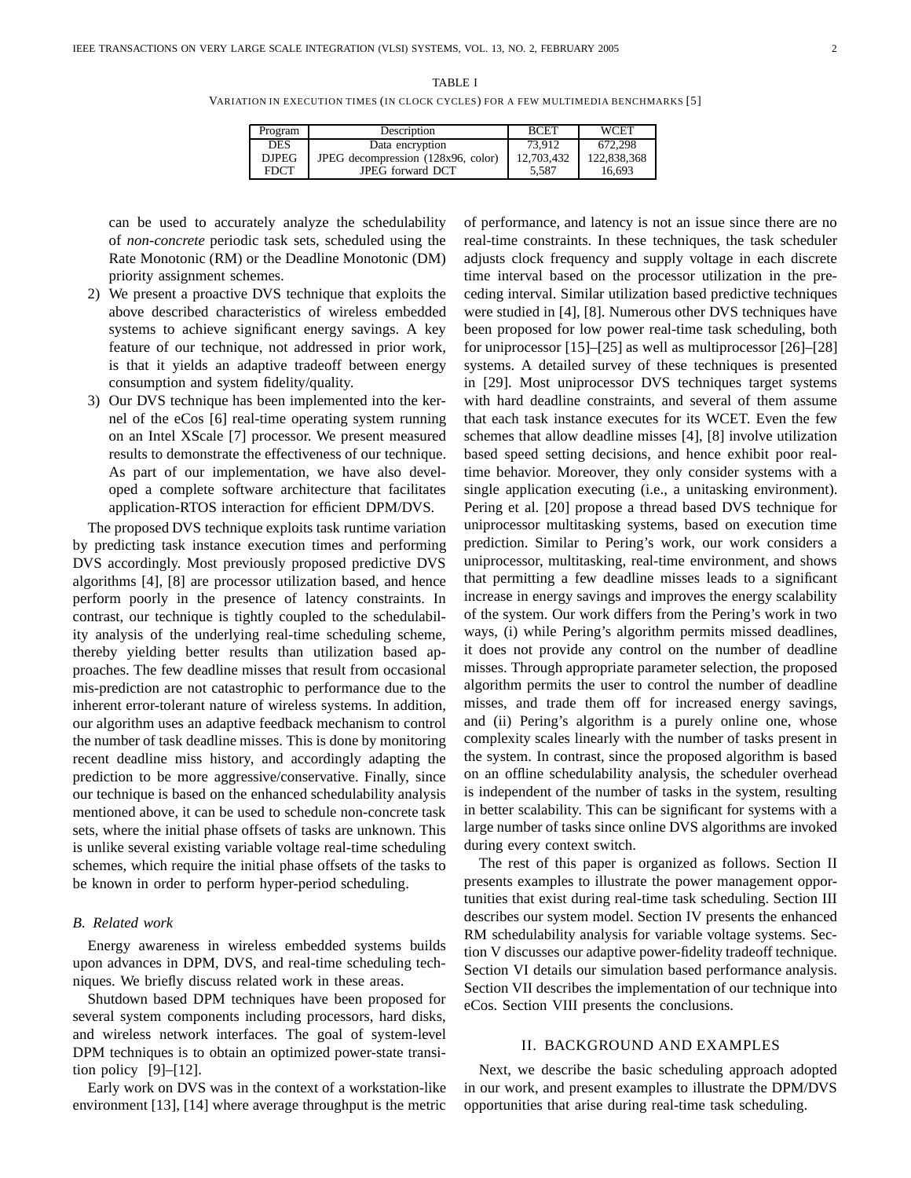TABLE I

VARIATION IN EXECUTION TIMES (IN CLOCK CYCLES) FOR A FEW MULTIMEDIA BENCHMARKS [5]

| Program | Description | BCET | WCET |
| --- | --- | --- | --- |
| DES | Data encryption | 73,912 | 672,298 |
| DJPEG | JPEG decompression (128x96, color) | 12,703,432 | 122,838,368 |
| FDCT | JPEG forward DCT | 5,587 | 16,693 |

can be used to accurately analyze the schedulability of *non-concrete* periodic task sets, scheduled using the Rate Monotonic (RM) or the Deadline Monotonic (DM) priority assignment schemes.

2) We present a proactive DVS technique that exploits the above described characteristics of wireless embedded systems to achieve significant energy savings. A key feature of our technique, not addressed in prior work, is that it yields an adaptive tradeoff between energy consumption and system fidelity/quality.
3) Our DVS technique has been implemented into the kernel of the eCos [6] real-time operating system running on an Intel XScale [7] processor. We present measured results to demonstrate the effectiveness of our technique. As part of our implementation, we have also developed a complete software architecture that facilitates application-RTOS interaction for efficient DPM/DVS.

The proposed DVS technique exploits task runtime variation by predicting task instance execution times and performing DVS accordingly. Most previously proposed predictive DVS algorithms [4], [8] are processor utilization based, and hence perform poorly in the presence of latency constraints. In contrast, our technique is tightly coupled to the schedulability analysis of the underlying real-time scheduling scheme, thereby yielding better results than utilization based approaches. The few deadline misses that result from occasional mis-prediction are not catastrophic to performance due to the inherent error-tolerant nature of wireless systems. In addition, our algorithm uses an adaptive feedback mechanism to control the number of task deadline misses. This is done by monitoring recent deadline miss history, and accordingly adapting the prediction to be more aggressive/conservative. Finally, since our technique is based on the enhanced schedulability analysis mentioned above, it can be used to schedule non-concrete task sets, where the initial phase offsets of tasks are unknown. This is unlike several existing variable voltage real-time scheduling schemes, which require the initial phase offsets of the tasks to be known in order to perform hyper-period scheduling.

### B. Related work

Energy awareness in wireless embedded systems builds upon advances in DPM, DVS, and real-time scheduling techniques. We briefly discuss related work in these areas.

Shutdown based DPM techniques have been proposed for several system components including processors, hard disks, and wireless network interfaces. The goal of system-level DPM techniques is to obtain an optimized power-state transition policy [9]–[12].

Early work on DVS was in the context of a workstation-like environment [13], [14] where average throughput is the metric of performance, and latency is not an issue since there are no real-time constraints. In these techniques, the task scheduler adjusts clock frequency and supply voltage in each discrete time interval based on the processor utilization in the preceding interval. Similar utilization based predictive techniques were studied in [4], [8]. Numerous other DVS techniques have been proposed for low power real-time task scheduling, both for uniprocessor [15]–[25] as well as multiprocessor [26]–[28] systems. A detailed survey of these techniques is presented in [29]. Most uniprocessor DVS techniques target systems with hard deadline constraints, and several of them assume that each task instance executes for its WCET. Even the few schemes that allow deadline misses [4], [8] involve utilization based speed setting decisions, and hence exhibit poor real-time behavior. Moreover, they only consider systems with a single application executing (i.e., a unitasking environment). Pering et al. [20] propose a thread based DVS technique for uniprocessor multitasking systems, based on execution time prediction. Similar to Pering's work, our work considers a uniprocessor, multitasking, real-time environment, and shows that permitting a few deadline misses leads to a significant increase in energy savings and improves the energy scalability of the system. Our work differs from the Pering's work in two ways, (i) while Pering's algorithm permits missed deadlines, it does not provide any control on the number of deadline misses. Through appropriate parameter selection, the proposed algorithm permits the user to control the number of deadline misses, and trade them off for increased energy savings, and (ii) Pering's algorithm is a purely online one, whose complexity scales linearly with the number of tasks present in the system. In contrast, since the proposed algorithm is based on an offline schedulability analysis, the scheduler overhead is independent of the number of tasks in the system, resulting in better scalability. This can be significant for systems with a large number of tasks since online DVS algorithms are invoked during every context switch.

The rest of this paper is organized as follows. Section II presents examples to illustrate the power management opportunities that exist during real-time task scheduling. Section III describes our system model. Section IV presents the enhanced RM schedulability analysis for variable voltage systems. Section V discusses our adaptive power-fidelity tradeoff technique. Section VI details our simulation based performance analysis. Section VII describes the implementation of our technique into eCos. Section VIII presents the conclusions.

## II. BACKGROUND AND EXAMPLES

Next, we describe the basic scheduling approach adopted in our work, and present examples to illustrate the DPM/DVS opportunities that arise during real-time task scheduling.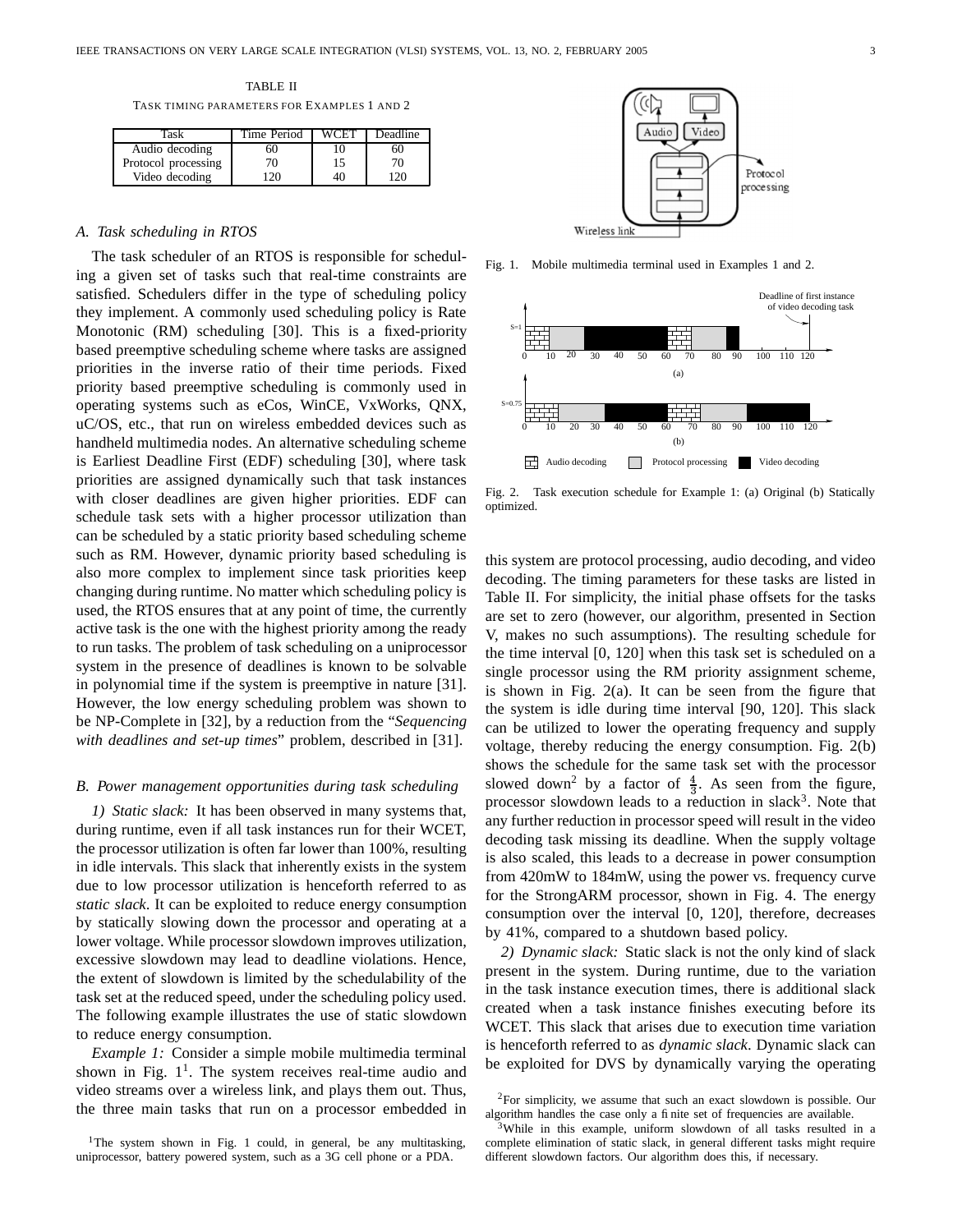TABLE II

TASK TIMING PARAMETERS FOR EXAMPLES 1 AND 2

| Task | Time Period | WCET | Deadline |
|---|---|---|---|
| Audio decoding | 60 | 10 | 60 |
| Protocol processing | 70 | 15 | 70 |
| Video decoding | 120 | 40 | 120 |

### A. Task scheduling in RTOS

The task scheduler of an RTOS is responsible for scheduling a given set of tasks such that real-time constraints are satisfied. Schedulers differ in the type of scheduling policy they implement. A commonly used scheduling policy is Rate Monotonic (RM) scheduling [30]. This is a fixed-priority based preemptive scheduling scheme where tasks are assigned priorities in the inverse ratio of their time periods. Fixed priority based preemptive scheduling is commonly used in operating systems such as eCos, WinCE, VxWorks, QNX, uC/OS, etc., that run on wireless embedded devices such as handheld multimedia nodes. An alternative scheduling scheme is Earliest Deadline First (EDF) scheduling [30], where task priorities are assigned dynamically such that task instances with closer deadlines are given higher priorities. EDF can schedule task sets with a higher processor utilization than can be scheduled by a static priority based scheduling scheme such as RM. However, dynamic priority based scheduling is also more complex to implement since task priorities keep changing during runtime. No matter which scheduling policy is used, the RTOS ensures that at any point of time, the currently active task is the one with the highest priority among the ready to run tasks. The problem of task scheduling on a uniprocessor system in the presence of deadlines is known to be solvable in polynomial time if the system is preemptive in nature [31]. However, the low energy scheduling problem was shown to be NP-Complete in [32], by a reduction from the "*Sequencing with deadlines and set-up times*" problem, described in [31].

### B. Power management opportunities during task scheduling

*1) Static slack:* It has been observed in many systems that, during runtime, even if all task instances run for their WCET, the processor utilization is often far lower than 100%, resulting in idle intervals. This slack that inherently exists in the system due to low processor utilization is henceforth referred to as *static slack*. It can be exploited to reduce energy consumption by statically slowing down the processor and operating at a lower voltage. While processor slowdown improves utilization, excessive slowdown may lead to deadline violations. Hence, the extent of slowdown is limited by the schedulability of the task set at the reduced speed, under the scheduling policy used. The following example illustrates the use of static slowdown to reduce energy consumption.

*Example 1:* Consider a simple mobile multimedia terminal shown in Fig. 1[1]. The system receives real-time audio and video streams over a wireless link, and plays them out. Thus, the three main tasks that run on a processor embedded in this system are protocol processing, audio decoding, and video decoding. The timing parameters for these tasks are listed in Table II. For simplicity, the initial phase offsets for the tasks are set to zero (however, our algorithm, presented in Section V, makes no such assumptions). The resulting schedule for the time interval [0, 120] when this task set is scheduled on a single processor using the RM priority assignment scheme, is shown in Fig. 2(a). It can be seen from the figure that the system is idle during time interval [90, 120]. This slack can be utilized to lower the operating frequency and supply voltage, thereby reducing the energy consumption. Fig. 2(b) shows the schedule for the same task set with the processor slowed down[2] by a factor of $\frac{4}{3}$. As seen from the figure, processor slowdown leads to a reduction in slack[3]. Note that any further reduction in processor speed will result in the video decoding task missing its deadline. When the supply voltage is also scaled, this leads to a decrease in power consumption from 420mW to 184mW, using the power vs. frequency curve for the StrongARM processor, shown in Fig. 4. The energy consumption over the interval [0, 120], therefore, decreases by 41%, compared to a shutdown based policy.

Fig. 1. Mobile multimedia terminal used in Examples 1 and 2.

Fig. 2. Task execution schedule for Example 1: (a) Original (b) Statically optimized.

*2) Dynamic slack:* Static slack is not the only kind of slack present in the system. During runtime, due to the variation in the task instance execution times, there is additional slack created when a task instance finishes executing before its WCET. This slack that arises due to execution time variation is henceforth referred to as *dynamic slack*. Dynamic slack can be exploited for DVS by dynamically varying the operating

[1]The system shown in Fig. 1 could, in general, be any multitasking, uniprocessor, battery powered system, such as a 3G cell phone or a PDA.

[2]For simplicity, we assume that such an exact slowdown is possible. Our algorithm handles the case only a finite set of frequencies are available.

[3]While in this example, uniform slowdown of all tasks resulted in a complete elimination of static slack, in general different tasks might require different slowdown factors. Our algorithm does this, if necessary.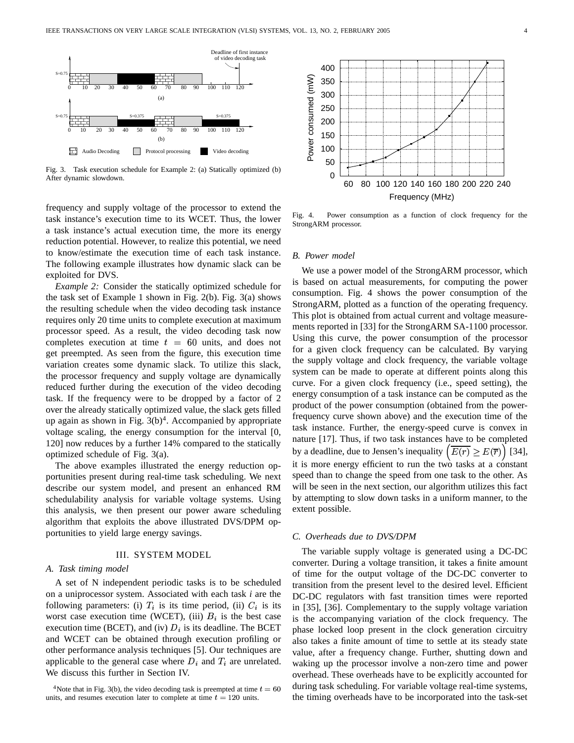Fig. 3. Task execution schedule for Example 2: (a) Statically optimized (b) After dynamic slowdown.

frequency and supply voltage of the processor to extend the task instance's execution time to its WCET. Thus, the lower a task instance's actual execution time, the more its energy reduction potential. However, to realize this potential, we need to know/estimate the execution time of each task instance. The following example illustrates how dynamic slack can be exploited for DVS.

*Example 2:* Consider the statically optimized schedule for the task set of Example 1 shown in Fig. 2(b). Fig. 3(a) shows the resulting schedule when the video decoding task instance requires only 20 time units to complete execution at maximum processor speed. As a result, the video decoding task now completes execution at time $t = 60$ units, and does not get preempted. As seen from the figure, this execution time variation creates some dynamic slack. To utilize this slack, the processor frequency and supply voltage are dynamically reduced further during the execution of the video decoding task. If the frequency were to be dropped by a factor of 2 over the already statically optimized value, the slack gets filled up again as shown in Fig. 3(b)[4]. Accompanied by appropriate voltage scaling, the energy consumption for the interval [0, 120] now reduces by a further 14% compared to the statically optimized schedule of Fig. 3(a).

The above examples illustrated the energy reduction opportunities present during real-time task scheduling. We next describe our system model, and present an enhanced RM schedulability analysis for variable voltage systems. Using this analysis, we then present our power aware scheduling algorithm that exploits the above illustrated DVS/DPM opportunities to yield large energy savings.

## III. SYSTEM MODEL

### A. Task timing model

A set of N independent periodic tasks is to be scheduled on a uniprocessor system. Associated with each task *i* are the following parameters: (i) $T_i$ is its time period, (ii) $C_i$ is its worst case execution time (WCET), (iii) $B_i$ is the best case execution time (BCET), and (iv) $D_i$ is its deadline. The BCET and WCET can be obtained through execution profiling or other performance analysis techniques [5]. Our techniques are applicable to the general case where $D_i$ and $T_i$ are unrelated. We discuss this further in Section IV.

[4]Note that in Fig. 3(b), the video decoding task is preempted at time $t = 60$ units, and resumes execution later to complete at time $t = 120$ units.

Fig. 4. Power consumption as a function of clock frequency for the StrongARM processor.

### B. Power model

We use a power model of the StrongARM processor, which is based on actual measurements, for computing the power consumption. Fig. 4 shows the power consumption of the StrongARM, plotted as a function of the operating frequency. This plot is obtained from actual current and voltage measurements reported in [33] for the StrongARM SA-1100 processor. Using this curve, the power consumption of the processor for a given clock frequency can be calculated. By varying the supply voltage and clock frequency, the variable voltage system can be made to operate at different points along this curve. For a given clock frequency (i.e., speed setting), the energy consumption of a task instance can be computed as the product of the power consumption (obtained from the power-frequency curve shown above) and the execution time of the task instance. Further, the energy-speed curve is convex in nature [17]. Thus, if two task instances have to be completed by a deadline, due to Jensen's inequality $\left(\overline{E(r)} \geq E(\overline{r})\right)$ [34], it is more energy efficient to run the two tasks at a constant speed than to change the speed from one task to the other. As will be seen in the next section, our algorithm utilizes this fact by attempting to slow down tasks in a uniform manner, to the extent possible.

### C. Overheads due to DVS/DPM

The variable supply voltage is generated using a DC-DC converter. During a voltage transition, it takes a finite amount of time for the output voltage of the DC-DC converter to transition from the present level to the desired level. Efficient DC-DC regulators with fast transition times were reported in [35], [36]. Complementary to the supply voltage variation is the accompanying variation of the clock frequency. The phase locked loop present in the clock generation circuitry also takes a finite amount of time to settle at its steady state value, after a frequency change. Further, shutting down and waking up the processor involve a non-zero time and power overhead. These overheads have to be explicitly accounted for during task scheduling. For variable voltage real-time systems, the timing overheads have to be incorporated into the task-set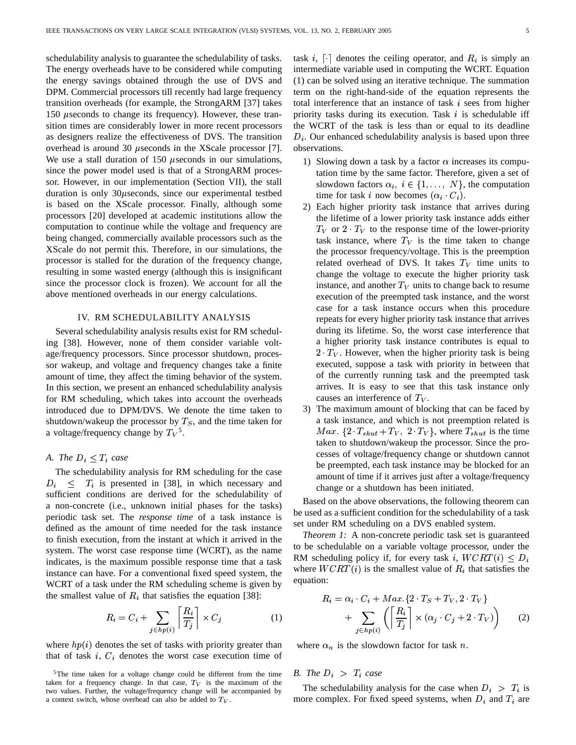schedulability analysis to guarantee the schedulability of tasks. The energy overheads have to be considered while computing the energy savings obtained through the use of DVS and DPM. Commercial processors till recently had large frequency transition overheads (for example, the StrongARM [37] takes 150 $\mu$seconds to change its frequency). However, these transition times are considerably lower in more recent processors as designers realize the effectiveness of DVS. The transition overhead is around 30 $\mu$seconds in the XScale processor [7]. We use a stall duration of 150 $\mu$seconds in our simulations, since the power model used is that of a StrongARM processor. However, in our implementation (Section VII), the stall duration is only 30$\mu$seconds, since our experimental testbed is based on the XScale processor. Finally, although some processors [20] developed at academic institutions allow the computation to continue while the voltage and frequency are being changed, commercially available processors such as the XScale do not permit this. Therefore, in our simulations, the processor is stalled for the duration of the frequency change, resulting in some wasted energy (although this is insignificant since the processor clock is frozen). We account for all the above mentioned overheads in our energy calculations.

## IV. RM Schedulability Analysis

Several schedulability analysis results exist for RM scheduling [38]. However, none of them consider variable voltage/frequency processors. Since processor shutdown, processor wakeup, and voltage and frequency changes take a finite amount of time, they affect the timing behavior of the system. In this section, we present an enhanced schedulability analysis for RM scheduling, which takes into account the overheads introduced due to DPM/DVS. We denote the time taken to shutdown/wakeup the processor by $T_S$, and the time taken for a voltage/frequency change by $T_V$[5].

### A. The $D_i \leq T_i$ case

The schedulability analysis for RM scheduling for the case $D_i \leq T_i$ is presented in [38], in which necessary and sufficient conditions are derived for the schedulability of a non-concrete (i.e., unknown initial phases for the tasks) periodic task set. The *response time* of a task instance is defined as the amount of time needed for the task instance to finish execution, from the instant at which it arrived in the system. The worst case response time (WCRT), as the name indicates, is the maximum possible response time that a task instance can have. For a conventional fixed speed system, the WCRT of a task under the RM scheduling scheme is given by the smallest value of $R_i$ that satisfies the equation [38]:

$$R_i = C_i + \sum_{j \in hp(i)} \left\lceil \frac{R_i}{T_j} \right\rceil \times C_j \qquad (1)$$

where $hp(i)$ denotes the set of tasks with priority greater than that of task $i$, $C_i$ denotes the worst case execution time of task $i$, $\lceil \cdot \rceil$ denotes the ceiling operator, and $R_i$ is simply an intermediate variable used in computing the WCRT. Equation (1) can be solved using an iterative technique. The summation term on the right-hand-side of the equation represents the total interference that an instance of task $i$ sees from higher priority tasks during its execution. Task $i$ is schedulable iff the WCRT of the task is less than or equal to its deadline $D_i$. Our enhanced schedulability analysis is based upon three observations.

1) Slowing down a task by a factor $\alpha$ increases its computation time by the same factor. Therefore, given a set of slowdown factors $\alpha_i,\ i \in \{1, \ldots, N\}$, the computation time for task $i$ now becomes $(\alpha_i \cdot C_i)$.
2) Each higher priority task instance that arrives during the lifetime of a lower priority task instance adds either $T_V$ or $2 \cdot T_V$ to the response time of the lower-priority task instance, where $T_V$ is the time taken to change the processor frequency/voltage. This is the preemption related overhead of DVS. It takes $T_V$ time units to change the voltage to execute the higher priority task instance, and another $T_V$ units to change back to resume execution of the preempted task instance, and the worst case for a task instance occurs when this procedure repeats for every higher priority task instance that arrives during its lifetime. So, the worst case interference that a higher priority task instance contributes is equal to $2 \cdot T_V$. However, when the higher priority task is being executed, suppose a task with priority in between that of the currently running task and the preempted task arrives. It is easy to see that this task instance only causes an interference of $T_V$.
3) The maximum amount of blocking that can be faced by a task instance, and which is not preemption related is $Max.\ \{2 \cdot T_{shut} + T_V,\ 2 \cdot T_V\}$, where $T_{shut}$ is the time taken to shutdown/wakeup the processor. Since the processes of voltage/frequency change or shutdown cannot be preempted, each task instance may be blocked for an amount of time if it arrives just after a voltage/frequency change or a shutdown has been initiated.

Based on the above observations, the following theorem can be used as a sufficient condition for the schedulability of a task set under RM scheduling on a DVS enabled system.

*Theorem 1:* A non-concrete periodic task set is guaranteed to be schedulable on a variable voltage processor, under the RM scheduling policy if, for every task $i$, $WCRT(i) \leq D_i$ where $WCRT(i)$ is the smallest value of $R_i$ that satisfies the equation:

$$R_i = \alpha_i \cdot C_i + Max.\{2 \cdot T_S + T_V, 2 \cdot T_V\} + \sum_{j \in hp(i)} \left( \left\lceil \frac{R_i}{T_j} \right\rceil \times (\alpha_j \cdot C_j + 2 \cdot T_V) \right) \qquad (2)$$

where $\alpha_n$ is the slowdown factor for task $n$.

### B. The $D_i > T_i$ case

The schedulability analysis for the case when $D_i > T_i$ is more complex. For fixed speed systems, when $D_i$ and $T_i$ are

[5] The time taken for a voltage change could be different from the time taken for a frequency change. In that case, $T_V$ is the maximum of the two values. Further, the voltage/frequency change will be accompanied by a context switch, whose overhead can also be added to $T_V$.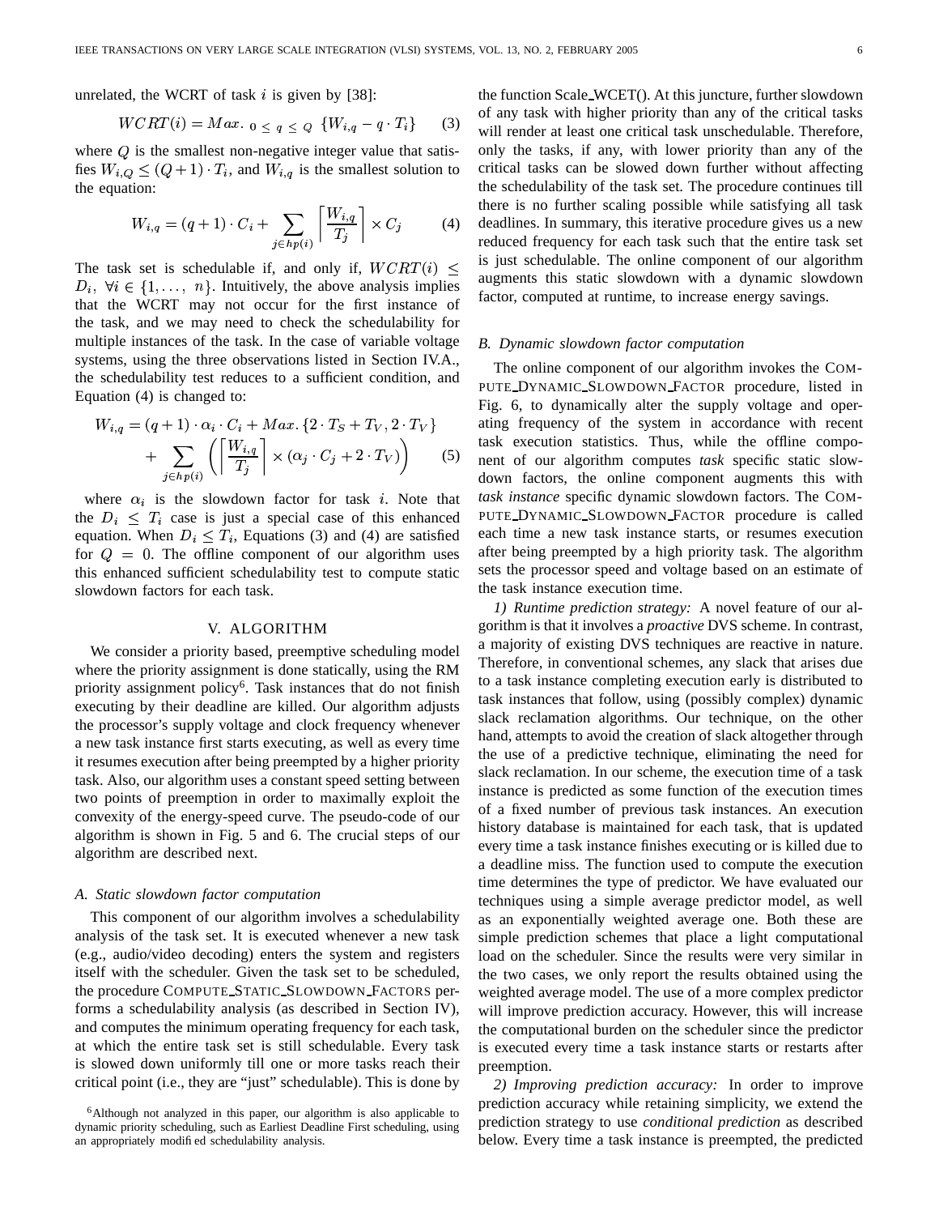unrelated, the WCRT of task $i$ is given by [38]:

$$WCRT(i) = Max._{\ 0 \leq q \leq Q} \ \{W_{i,q} - q \cdot T_i\} \qquad (3)$$

where $Q$ is the smallest non-negative integer value that satisfies $W_{i,Q} \leq (Q+1) \cdot T_i$, and $W_{i,q}$ is the smallest solution to the equation:

$$W_{i,q} = (q+1) \cdot C_i + \sum_{j \in hp(i)} \left\lceil \frac{W_{i,q}}{T_j} \right\rceil \times C_j \qquad (4)$$

The task set is schedulable if, and only if, $WCRT(i) \leq D_i, \ \forall i \in \{1, \ldots, n\}$. Intuitively, the above analysis implies that the WCRT may not occur for the first instance of the task, and we may need to check the schedulability for multiple instances of the task. In the case of variable voltage systems, using the three observations listed in Section IV.A., the schedulability test reduces to a sufficient condition, and Equation (4) is changed to:

$$W_{i,q} = (q+1) \cdot \alpha_i \cdot C_i + Max.\{2 \cdot T_S + T_V, 2 \cdot T_V\} + \sum_{j \in hp(i)} \left( \left\lceil \frac{W_{i,q}}{T_j} \right\rceil \times (\alpha_j \cdot C_j + 2 \cdot T_V) \right) \qquad (5)$$

where $\alpha_i$ is the slowdown factor for task $i$. Note that the $D_i \leq T_i$ case is just a special case of this enhanced equation. When $D_i \leq T_i$, Equations (3) and (4) are satisfied for $Q = 0$. The offline component of our algorithm uses this enhanced sufficient schedulability test to compute static slowdown factors for each task.

## V. ALGORITHM

We consider a priority based, preemptive scheduling model where the priority assignment is done statically, using the RM priority assignment policy[6]. Task instances that do not finish executing by their deadline are killed. Our algorithm adjusts the processor's supply voltage and clock frequency whenever a new task instance first starts executing, as well as every time it resumes execution after being preempted by a higher priority task. Also, our algorithm uses a constant speed setting between two points of preemption in order to maximally exploit the convexity of the energy-speed curve. The pseudo-code of our algorithm is shown in Fig. 5 and 6. The crucial steps of our algorithm are described next.

### A. Static slowdown factor computation

This component of our algorithm involves a schedulability analysis of the task set. It is executed whenever a new task (e.g., audio/video decoding) enters the system and registers itself with the scheduler. Given the task set to be scheduled, the procedure COMPUTE_STATIC_SLOWDOWN_FACTORS performs a schedulability analysis (as described in Section IV), and computes the minimum operating frequency for each task, at which the entire task set is still schedulable. Every task is slowed down uniformly till one or more tasks reach their critical point (i.e., they are "just" schedulable). This is done by the function Scale_WCET(). At this juncture, further slowdown of any task with higher priority than any of the critical tasks will render at least one critical task unschedulable. Therefore, only the tasks, if any, with lower priority than any of the critical tasks can be slowed down further without affecting the schedulability of the task set. The procedure continues till there is no further scaling possible while satisfying all task deadlines. In summary, this iterative procedure gives us a new reduced frequency for each task such that the entire task set is just schedulable. The online component of our algorithm augments this static slowdown with a dynamic slowdown factor, computed at runtime, to increase energy savings.

[6]Although not analyzed in this paper, our algorithm is also applicable to dynamic priority scheduling, such as Earliest Deadline First scheduling, using an appropriately modified schedulability analysis.

### B. Dynamic slowdown factor computation

The online component of our algorithm invokes the COMPUTE_DYNAMIC_SLOWDOWN_FACTOR procedure, listed in Fig. 6, to dynamically alter the supply voltage and operating frequency of the system in accordance with recent task execution statistics. Thus, while the offline component of our algorithm computes *task* specific static slowdown factors, the online component augments this with *task instance* specific dynamic slowdown factors. The COMPUTE_DYNAMIC_SLOWDOWN_FACTOR procedure is called each time a new task instance starts, or resumes execution after being preempted by a high priority task. The algorithm sets the processor speed and voltage based on an estimate of the task instance execution time.

*1) Runtime prediction strategy:* A novel feature of our algorithm is that it involves a *proactive* DVS scheme. In contrast, a majority of existing DVS techniques are reactive in nature. Therefore, in conventional schemes, any slack that arises due to a task instance completing execution early is distributed to task instances that follow, using (possibly complex) dynamic slack reclamation algorithms. Our technique, on the other hand, attempts to avoid the creation of slack altogether through the use of a predictive technique, eliminating the need for slack reclamation. In our scheme, the execution time of a task instance is predicted as some function of the execution times of a fixed number of previous task instances. An execution history database is maintained for each task, that is updated every time a task instance finishes executing or is killed due to a deadline miss. The function used to compute the execution time determines the type of predictor. We have evaluated our techniques using a simple average predictor model, as well as an exponentially weighted average one. Both these are simple prediction schemes that place a light computational load on the scheduler. Since the results were very similar in the two cases, we only report the results obtained using the weighted average model. The use of a more complex predictor will improve prediction accuracy. However, this will increase the computational burden on the scheduler since the predictor is executed every time a task instance starts or restarts after preemption.

*2) Improving prediction accuracy:* In order to improve prediction accuracy while retaining simplicity, we extend the prediction strategy to use *conditional prediction* as described below. Every time a task instance is preempted, the predicted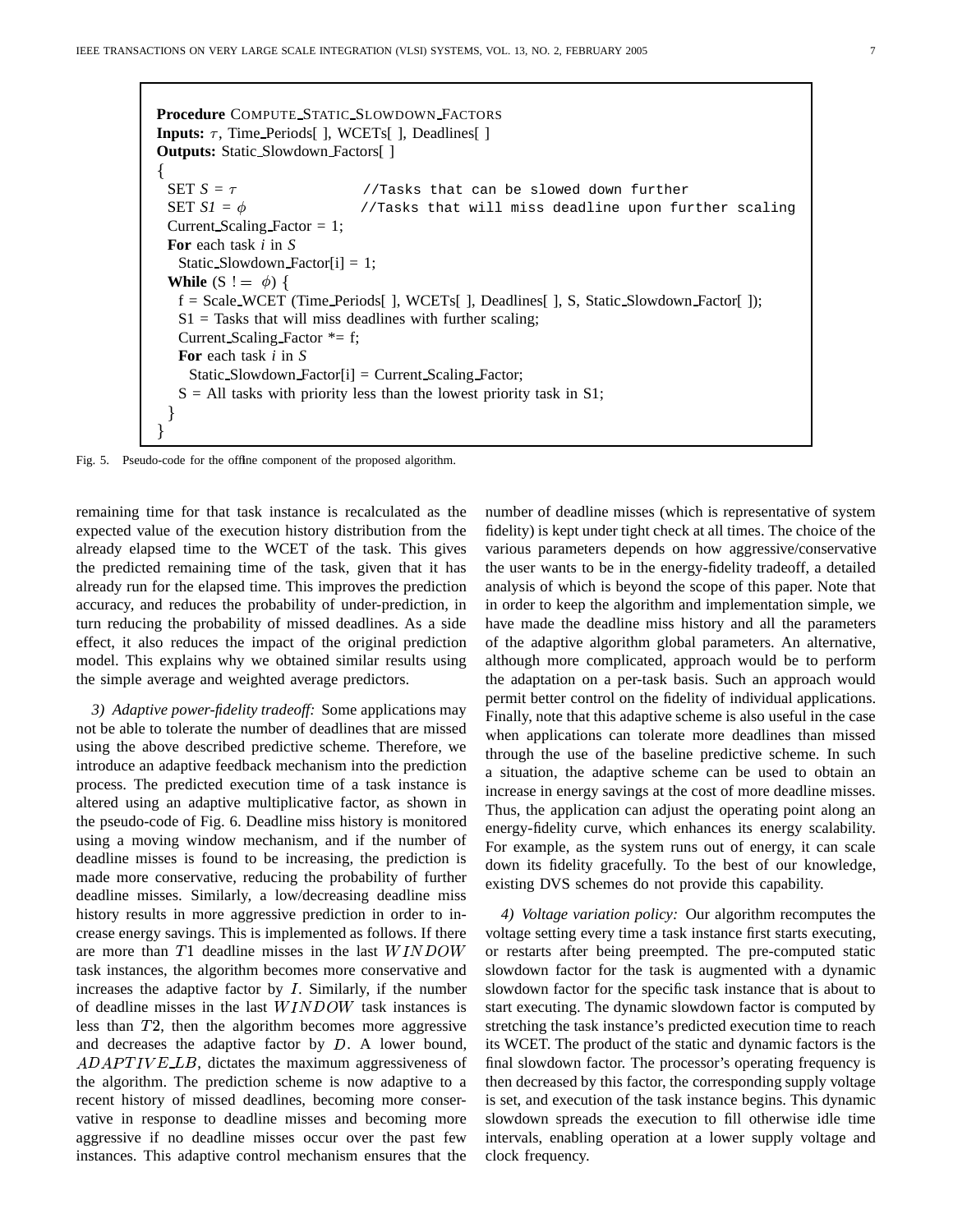```
Procedure COMPUTE_STATIC_SLOWDOWN_FACTORS
Inputs: τ, Time_Periods[ ], WCETs[ ], Deadlines[ ]
Outputs: Static_Slowdown_Factors[ ]
{
  SET S = τ                    //Tasks that can be slowed down further
  SET S1 = φ                   //Tasks that will miss deadline upon further scaling
  Current_Scaling_Factor = 1;
  For each task i in S
    Static_Slowdown_Factor[i] = 1;
  While (S != φ) {
    f = Scale_WCET (Time_Periods[ ], WCETs[ ], Deadlines[ ], S, Static_Slowdown_Factor[ ]);
    S1 = Tasks that will miss deadlines with further scaling;
    Current_Scaling_Factor *= f;
    For each task i in S
      Static_Slowdown_Factor[i] = Current_Scaling_Factor;
    S = All tasks with priority less than the lowest priority task in S1;
  }
}
```

Fig. 5. Pseudo-code for the offline component of the proposed algorithm.

remaining time for that task instance is recalculated as the expected value of the execution history distribution from the already elapsed time to the WCET of the task. This gives the predicted remaining time of the task, given that it has already run for the elapsed time. This improves the prediction accuracy, and reduces the probability of under-prediction, in turn reducing the probability of missed deadlines. As a side effect, it also reduces the impact of the original prediction model. This explains why we obtained similar results using the simple average and weighted average predictors.

*3) Adaptive power-fidelity tradeoff:* Some applications may not be able to tolerate the number of deadlines that are missed using the above described predictive scheme. Therefore, we introduce an adaptive feedback mechanism into the prediction process. The predicted execution time of a task instance is altered using an adaptive multiplicative factor, as shown in the pseudo-code of Fig. 6. Deadline miss history is monitored using a moving window mechanism, and if the number of deadline misses is found to be increasing, the prediction is made more conservative, reducing the probability of further deadline misses. Similarly, a low/decreasing deadline miss history results in more aggressive prediction in order to increase energy savings. This is implemented as follows. If there are more than $T1$ deadline misses in the last $WINDOW$ task instances, the algorithm becomes more conservative and increases the adaptive factor by $I$. Similarly, if the number of deadline misses in the last $WINDOW$ task instances is less than $T2$, then the algorithm becomes more aggressive and decreases the adaptive factor by $D$. A lower bound, $ADAPTIVE\_LB$, dictates the maximum aggressiveness of the algorithm. The prediction scheme is now adaptive to a recent history of missed deadlines, becoming more conservative in response to deadline misses and becoming more aggressive if no deadline misses occur over the past few instances. This adaptive control mechanism ensures that the number of deadline misses (which is representative of system fidelity) is kept under tight check at all times. The choice of the various parameters depends on how aggressive/conservative the user wants to be in the energy-fidelity tradeoff, a detailed analysis of which is beyond the scope of this paper. Note that in order to keep the algorithm and implementation simple, we have made the deadline miss history and all the parameters of the adaptive algorithm global parameters. An alternative, although more complicated, approach would be to perform the adaptation on a per-task basis. Such an approach would permit better control on the fidelity of individual applications. Finally, note that this adaptive scheme is also useful in the case when applications can tolerate more deadlines than missed through the use of the baseline predictive scheme. In such a situation, the adaptive scheme can be used to obtain an increase in energy savings at the cost of more deadline misses. Thus, the application can adjust the operating point along an energy-fidelity curve, which enhances its energy scalability. For example, as the system runs out of energy, it can scale down its fidelity gracefully. To the best of our knowledge, existing DVS schemes do not provide this capability.

*4) Voltage variation policy:* Our algorithm recomputes the voltage setting every time a task instance first starts executing, or restarts after being preempted. The pre-computed static slowdown factor for the task is augmented with a dynamic slowdown factor for the specific task instance that is about to start executing. The dynamic slowdown factor is computed by stretching the task instance's predicted execution time to reach its WCET. The product of the static and dynamic factors is the final slowdown factor. The processor's operating frequency is then decreased by this factor, the corresponding supply voltage is set, and execution of the task instance begins. This dynamic slowdown spreads the execution to fill otherwise idle time intervals, enabling operation at a lower supply voltage and clock frequency.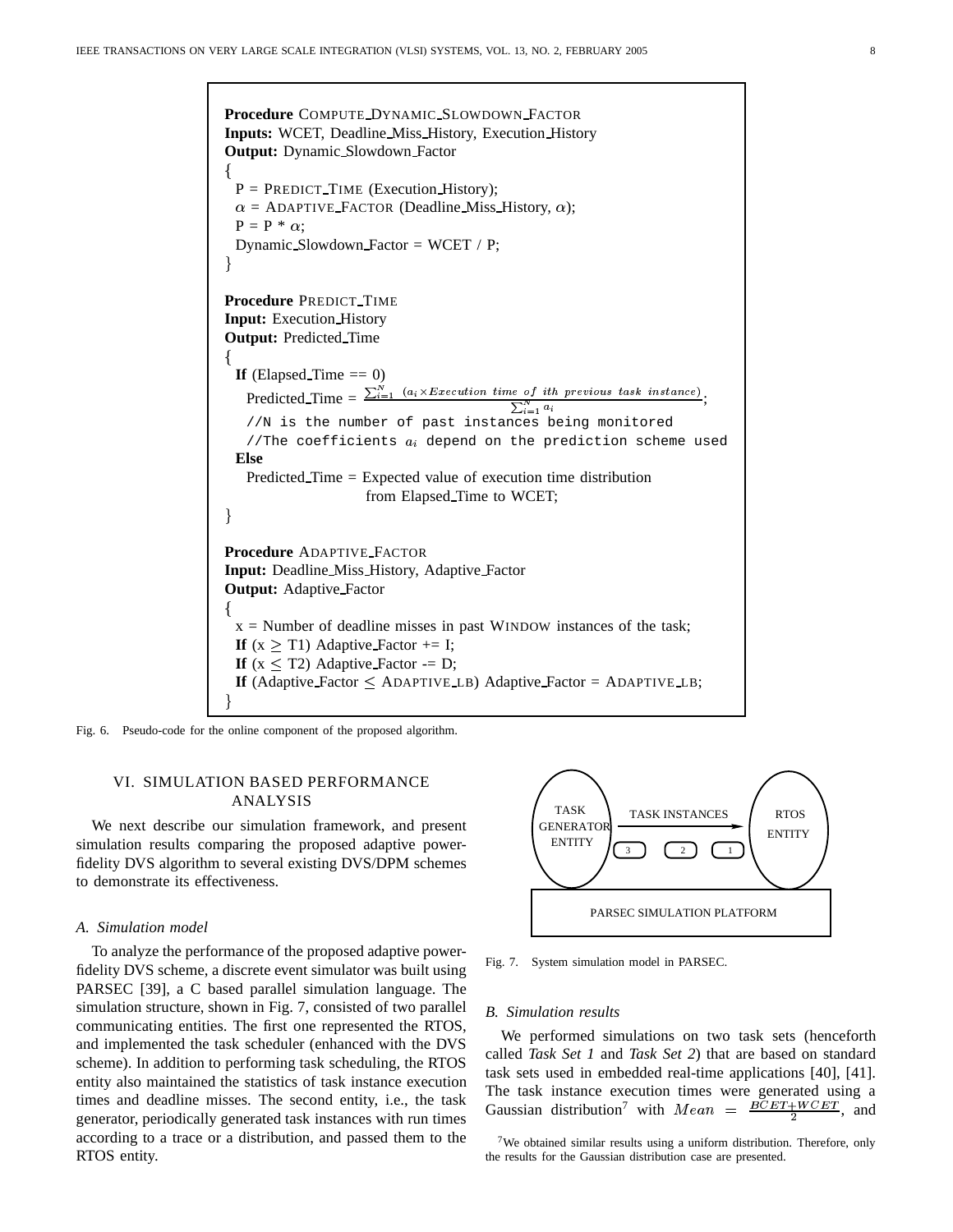```
Procedure COMPUTE_DYNAMIC_SLOWDOWN_FACTOR
Inputs: WCET, Deadline_Miss_History, Execution_History
Output: Dynamic_Slowdown_Factor
{
  P = PREDICT_TIME (Execution_History);
  α = ADAPTIVE_FACTOR (Deadline_Miss_History, α);
  P = P * α;
  Dynamic_Slowdown_Factor = WCET / P;
}

Procedure PREDICT_TIME
Input: Execution_History
Output: Predicted_Time
{
  If (Elapsed_Time == 0)
    Predicted_Time = Σ_{i=1}^{N} (a_i × Execution time of ith previous task instance) / Σ_{i=1}^{N} a_i;
    //N is the number of past instances being monitored
    //The coefficients a_i depend on the prediction scheme used
  Else
    Predicted_Time = Expected value of execution time distribution
                     from Elapsed_Time to WCET;
}

Procedure ADAPTIVE_FACTOR
Input: Deadline_Miss_History, Adaptive_Factor
Output: Adaptive_Factor
{
  x = Number of deadline misses in past WINDOW instances of the task;
  If (x ≥ T1) Adaptive_Factor += I;
  If (x ≤ T2) Adaptive_Factor -= D;
  If (Adaptive_Factor ≤ ADAPTIVE_LB) Adaptive_Factor = ADAPTIVE_LB;
}
```

Fig. 6. Pseudo-code for the online component of the proposed algorithm.

## VI. SIMULATION BASED PERFORMANCE ANALYSIS

We next describe our simulation framework, and present simulation results comparing the proposed adaptive power-fidelity DVS algorithm to several existing DVS/DPM schemes to demonstrate its effectiveness.

### A. Simulation model

To analyze the performance of the proposed adaptive power-fidelity DVS scheme, a discrete event simulator was built using PARSEC [39], a C based parallel simulation language. The simulation structure, shown in Fig. 7, consisted of two parallel communicating entities. The first one represented the RTOS, and implemented the task scheduler (enhanced with the DVS scheme). In addition to performing task scheduling, the RTOS entity also maintained the statistics of task instance execution times and deadline misses. The second entity, i.e., the task generator, periodically generated task instances with run times according to a trace or a distribution, and passed them to the RTOS entity.

TASK GENERATOR ENTITY — TASK INSTANCES (3, 2, 1) → RTOS ENTITY

PARSEC SIMULATION PLATFORM

Fig. 7. System simulation model in PARSEC.

### B. Simulation results

We performed simulations on two task sets (henceforth called *Task Set 1* and *Task Set 2*) that are based on standard task sets used in embedded real-time applications [40], [41]. The task instance execution times were generated using a Gaussian distribution[7] with $Mean = \frac{BCET+WCET}{2}$, and

[7] We obtained similar results using a uniform distribution. Therefore, only the results for the Gaussian distribution case are presented.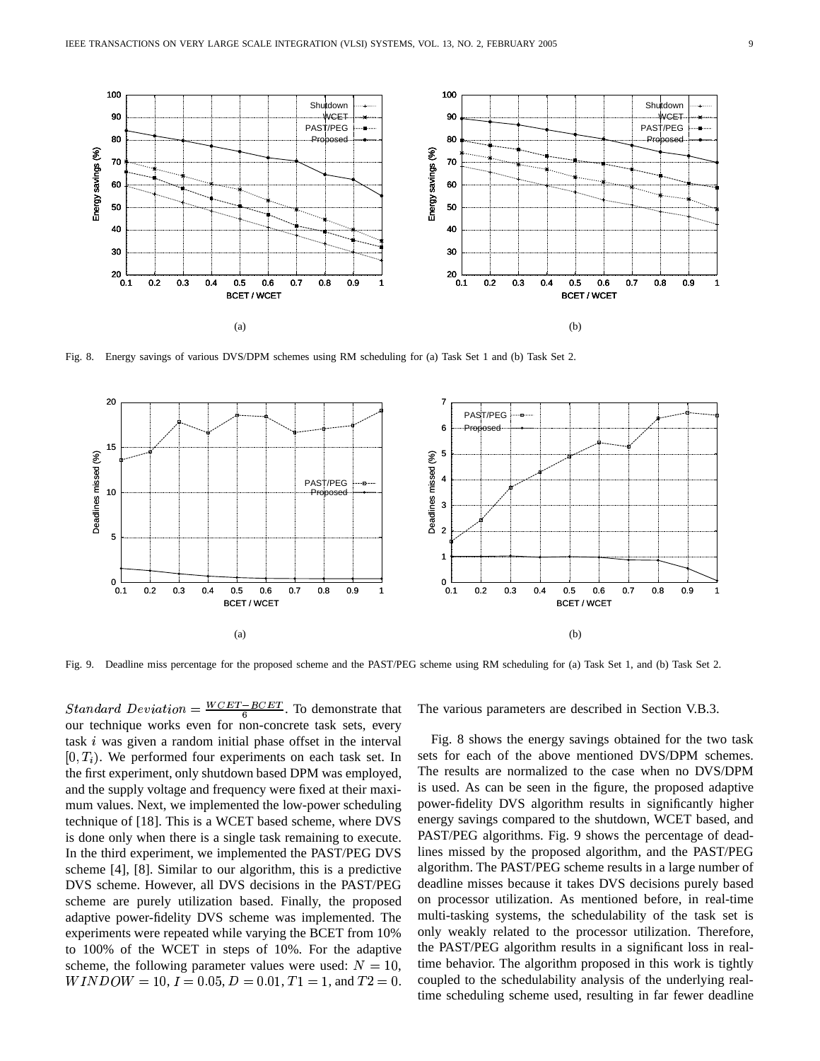Fig. 8. Energy savings of various DVS/DPM schemes using RM scheduling for (a) Task Set 1 and (b) Task Set 2.

Fig. 9. Deadline miss percentage for the proposed scheme and the PAST/PEG scheme using RM scheduling for (a) Task Set 1, and (b) Task Set 2.

$Standard\ Deviation = \frac{WCET - BCET}{6}$. To demonstrate that our technique works even for non-concrete task sets, every task $i$ was given a random initial phase offset in the interval $[0, T_i)$. We performed four experiments on each task set. In the first experiment, only shutdown based DPM was employed, and the supply voltage and frequency were fixed at their maximum values. Next, we implemented the low-power scheduling technique of [18]. This is a WCET based scheme, where DVS is done only when there is a single task remaining to execute. In the third experiment, we implemented the PAST/PEG DVS scheme [4], [8]. Similar to our algorithm, this is a predictive DVS scheme. However, all DVS decisions in the PAST/PEG scheme are purely utilization based. Finally, the proposed adaptive power-fidelity DVS scheme was implemented. The experiments were repeated while varying the BCET from 10% to 100% of the WCET in steps of 10%. For the adaptive scheme, the following parameter values were used: $N = 10$, $WINDOW = 10$, $I = 0.05$, $D = 0.01$, $T1 = 1$, and $T2 = 0$. The various parameters are described in Section V.B.3.

Fig. 8 shows the energy savings obtained for the two task sets for each of the above mentioned DVS/DPM schemes. The results are normalized to the case when no DVS/DPM is used. As can be seen in the figure, the proposed adaptive power-fidelity DVS algorithm results in significantly higher energy savings compared to the shutdown, WCET based, and PAST/PEG algorithms. Fig. 9 shows the percentage of deadlines missed by the proposed algorithm, and the PAST/PEG algorithm. The PAST/PEG scheme results in a large number of deadline misses because it takes DVS decisions purely based on processor utilization. As mentioned before, in real-time multi-tasking systems, the schedulability of the task set is only weakly related to the processor utilization. Therefore, the PAST/PEG algorithm results in a significant loss in real-time behavior. The algorithm proposed in this work is tightly coupled to the schedulability analysis of the underlying real-time scheduling scheme used, resulting in far fewer deadline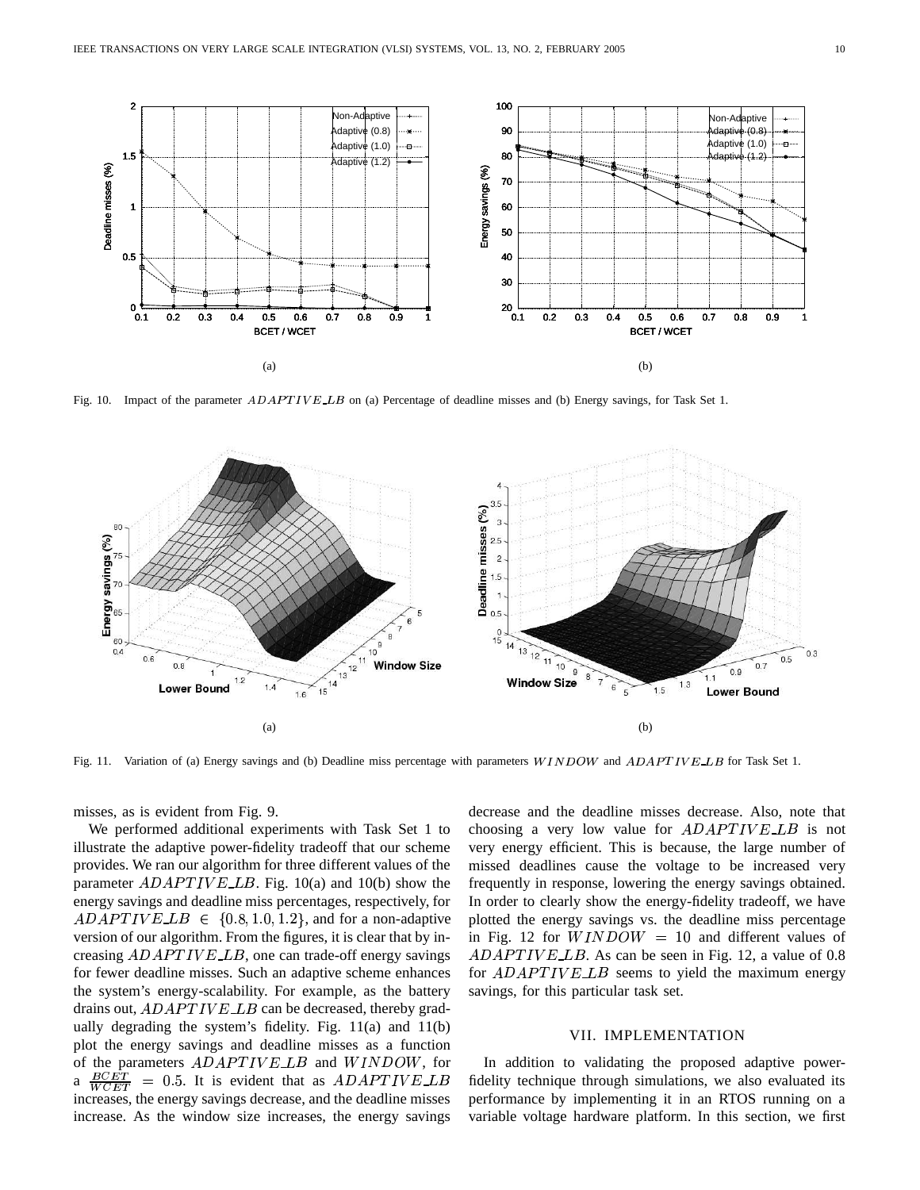Fig. 10. Impact of the parameter $ADAPTIVE\_LB$ on (a) Percentage of deadline misses and (b) Energy savings, for Task Set 1.

Fig. 11. Variation of (a) Energy savings and (b) Deadline miss percentage with parameters $WINDOW$ and $ADAPTIVE\_LB$ for Task Set 1.

misses, as is evident from Fig. 9.

We performed additional experiments with Task Set 1 to illustrate the adaptive power-fidelity tradeoff that our scheme provides. We ran our algorithm for three different values of the parameter $ADAPTIVE\_LB$. Fig. 10(a) and 10(b) show the energy savings and deadline miss percentages, respectively, for $ADAPTIVE\_LB \in \{0.8, 1.0, 1.2\}$, and for a non-adaptive version of our algorithm. From the figures, it is clear that by increasing $ADAPTIVE\_LB$, one can trade-off energy savings for fewer deadline misses. Such an adaptive scheme enhances the system's energy-scalability. For example, as the battery drains out, $ADAPTIVE\_LB$ can be decreased, thereby gradually degrading the system's fidelity. Fig. 11(a) and 11(b) plot the energy savings and deadline misses as a function of the parameters $ADAPTIVE\_LB$ and $WINDOW$, for a $\frac{BCET}{WCET} = 0.5$. It is evident that as $ADAPTIVE\_LB$ increases, the energy savings decrease, and the deadline misses increase. As the window size increases, the energy savings decrease and the deadline misses decrease. Also, note that choosing a very low value for $ADAPTIVE\_LB$ is not very energy efficient. This is because, the large number of missed deadlines cause the voltage to be increased very frequently in response, lowering the energy savings obtained. In order to clearly show the energy-fidelity tradeoff, we have plotted the energy savings vs. the deadline miss percentage in Fig. 12 for $WINDOW = 10$ and different values of $ADAPTIVE\_LB$. As can be seen in Fig. 12, a value of 0.8 for $ADAPTIVE\_LB$ seems to yield the maximum energy savings, for this particular task set.

## VII. IMPLEMENTATION

In addition to validating the proposed adaptive power-fidelity technique through simulations, we also evaluated its performance by implementing it in an RTOS running on a variable voltage hardware platform. In this section, we first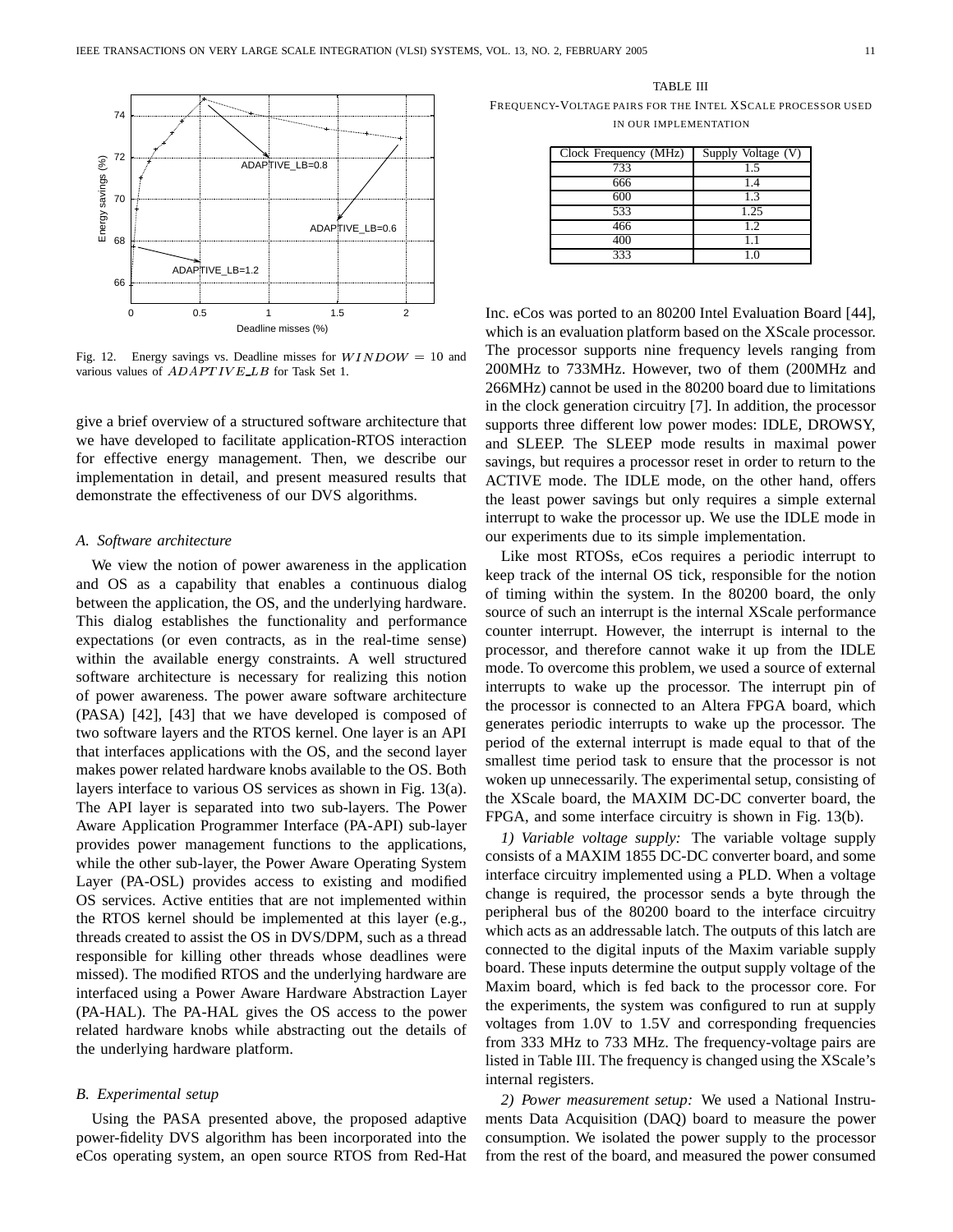Fig. 12. Energy savings vs. Deadline misses for $WINDOW = 10$ and various values of $ADAPTIVE\_LB$ for Task Set 1.

give a brief overview of a structured software architecture that we have developed to facilitate application-RTOS interaction for effective energy management. Then, we describe our implementation in detail, and present measured results that demonstrate the effectiveness of our DVS algorithms.

### A. Software architecture

We view the notion of power awareness in the application and OS as a capability that enables a continuous dialog between the application, the OS, and the underlying hardware. This dialog establishes the functionality and performance expectations (or even contracts, as in the real-time sense) within the available energy constraints. A well structured software architecture is necessary for realizing this notion of power awareness. The power aware software architecture (PASA) [42], [43] that we have developed is composed of two software layers and the RTOS kernel. One layer is an API that interfaces applications with the OS, and the second layer makes power related hardware knobs available to the OS. Both layers interface to various OS services as shown in Fig. 13(a). The API layer is separated into two sub-layers. The Power Aware Application Programmer Interface (PA-API) sub-layer provides power management functions to the applications, while the other sub-layer, the Power Aware Operating System Layer (PA-OSL) provides access to existing and modified OS services. Active entities that are not implemented within the RTOS kernel should be implemented at this layer (e.g., threads created to assist the OS in DVS/DPM, such as a thread responsible for killing other threads whose deadlines were missed). The modified RTOS and the underlying hardware are interfaced using a Power Aware Hardware Abstraction Layer (PA-HAL). The PA-HAL gives the OS access to the power related hardware knobs while abstracting out the details of the underlying hardware platform.

### B. Experimental setup

Using the PASA presented above, the proposed adaptive power-fidelity DVS algorithm has been incorporated into the eCos operating system, an open source RTOS from Red-Hat Inc. eCos was ported to an 80200 Intel Evaluation Board [44], which is an evaluation platform based on the XScale processor. The processor supports nine frequency levels ranging from 200MHz to 733MHz. However, two of them (200MHz and 266MHz) cannot be used in the 80200 board due to limitations in the clock generation circuitry [7]. In addition, the processor supports three different low power modes: IDLE, DROWSY, and SLEEP. The SLEEP mode results in maximal power savings, but requires a processor reset in order to return to the ACTIVE mode. The IDLE mode, on the other hand, offers the least power savings but only requires a simple external interrupt to wake the processor up. We use the IDLE mode in our experiments due to its simple implementation.

TABLE III
FREQUENCY-VOLTAGE PAIRS FOR THE INTEL XSCALE PROCESSOR USED IN OUR IMPLEMENTATION

| Clock Frequency (MHz) | Supply Voltage (V) |
|---|---|
| 733 | 1.5 |
| 666 | 1.4 |
| 600 | 1.3 |
| 533 | 1.25 |
| 466 | 1.2 |
| 400 | 1.1 |
| 333 | 1.0 |

Like most RTOSs, eCos requires a periodic interrupt to keep track of the internal OS tick, responsible for the notion of timing within the system. In the 80200 board, the only source of such an interrupt is the internal XScale performance counter interrupt. However, the interrupt is internal to the processor, and therefore cannot wake it up from the IDLE mode. To overcome this problem, we used a source of external interrupts to wake up the processor. The interrupt pin of the processor is connected to an Altera FPGA board, which generates periodic interrupts to wake up the processor. The period of the external interrupt is made equal to that of the smallest time period task to ensure that the processor is not woken up unnecessarily. The experimental setup, consisting of the XScale board, the MAXIM DC-DC converter board, the FPGA, and some interface circuitry is shown in Fig. 13(b).

*1) Variable voltage supply:* The variable voltage supply consists of a MAXIM 1855 DC-DC converter board, and some interface circuitry implemented using a PLD. When a voltage change is required, the processor sends a byte through the peripheral bus of the 80200 board to the interface circuitry which acts as an addressable latch. The outputs of this latch are connected to the digital inputs of the Maxim variable supply board. These inputs determine the output supply voltage of the Maxim board, which is fed back to the processor core. For the experiments, the system was configured to run at supply voltages from 1.0V to 1.5V and corresponding frequencies from 333 MHz to 733 MHz. The frequency-voltage pairs are listed in Table III. The frequency is changed using the XScale's internal registers.

*2) Power measurement setup:* We used a National Instruments Data Acquisition (DAQ) board to measure the power consumption. We isolated the power supply to the processor from the rest of the board, and measured the power consumed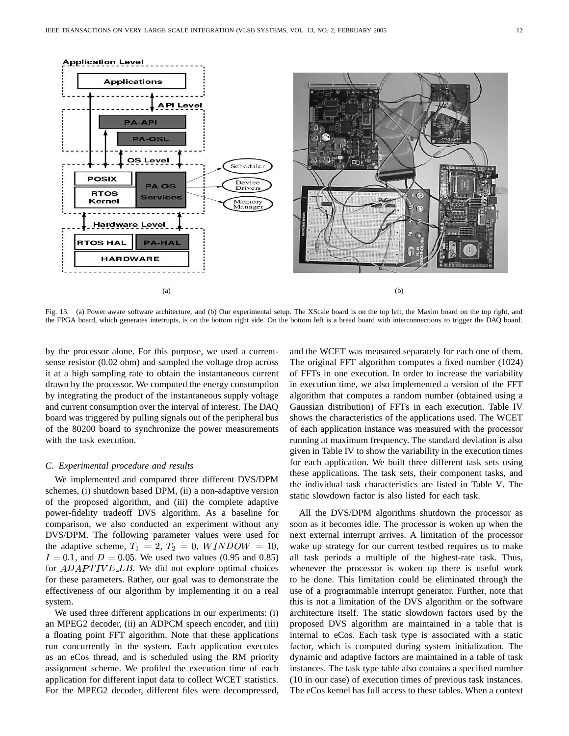(a)

(b)

Fig. 13. (a) Power aware software architecture, and (b) Our experimental setup. The XScale board is on the top left, the Maxim board on the top right, and the FPGA board, which generates interrupts, is on the bottom right side. On the bottom left is a bread board with interconnections to trigger the DAQ board.

by the processor alone. For this purpose, we used a current-sense resistor (0.02 ohm) and sampled the voltage drop across it at a high sampling rate to obtain the instantaneous current drawn by the processor. We computed the energy consumption by integrating the product of the instantaneous supply voltage and current consumption over the interval of interest. The DAQ board was triggered by pulling signals out of the peripheral bus of the 80200 board to synchronize the power measurements with the task execution.

### C. Experimental procedure and results

We implemented and compared three different DVS/DPM schemes, (i) shutdown based DPM, (ii) a non-adaptive version of the proposed algorithm, and (iii) the complete adaptive power-fidelity tradeoff DVS algorithm. As a baseline for comparison, we also conducted an experiment without any DVS/DPM. The following parameter values were used for the adaptive scheme, $T_1 = 2$, $T_2 = 0$, $WINDOW = 10$, $I = 0.1$, and $D = 0.05$. We used two values (0.95 and 0.85) for $ADAPTIVE\_LB$. We did not explore optimal choices for these parameters. Rather, our goal was to demonstrate the effectiveness of our algorithm by implementing it on a real system.

We used three different applications in our experiments: (i) an MPEG2 decoder, (ii) an ADPCM speech encoder, and (iii) a floating point FFT algorithm. Note that these applications run concurrently in the system. Each application executes as an eCos thread, and is scheduled using the RM priority assignment scheme. We profiled the execution time of each application for different input data to collect WCET statistics. For the MPEG2 decoder, different files were decompressed, and the WCET was measured separately for each one of them. The original FFT algorithm computes a fixed number (1024) of FFTs in one execution. In order to increase the variability in execution time, we also implemented a version of the FFT algorithm that computes a random number (obtained using a Gaussian distribution) of FFTs in each execution. Table IV shows the characteristics of the applications used. The WCET of each application instance was measured with the processor running at maximum frequency. The standard deviation is also given in Table IV to show the variability in the execution times for each application. We built three different task sets using these applications. The task sets, their component tasks, and the individual task characteristics are listed in Table V. The static slowdown factor is also listed for each task.

All the DVS/DPM algorithms shutdown the processor as soon as it becomes idle. The processor is woken up when the next external interrupt arrives. A limitation of the processor wake up strategy for our current testbed requires us to make all task periods a multiple of the highest-rate task. Thus, whenever the processor is woken up there is useful work to be done. This limitation could be eliminated through the use of a programmable interrupt generator. Further, note that this is not a limitation of the DVS algorithm or the software architecture itself. The static slowdown factors used by the proposed DVS algorithm are maintained in a table that is internal to eCos. Each task type is associated with a static factor, which is computed during system initialization. The dynamic and adaptive factors are maintained in a table of task instances. The task type table also contains a specified number (10 in our case) of execution times of previous task instances. The eCos kernel has full access to these tables. When a context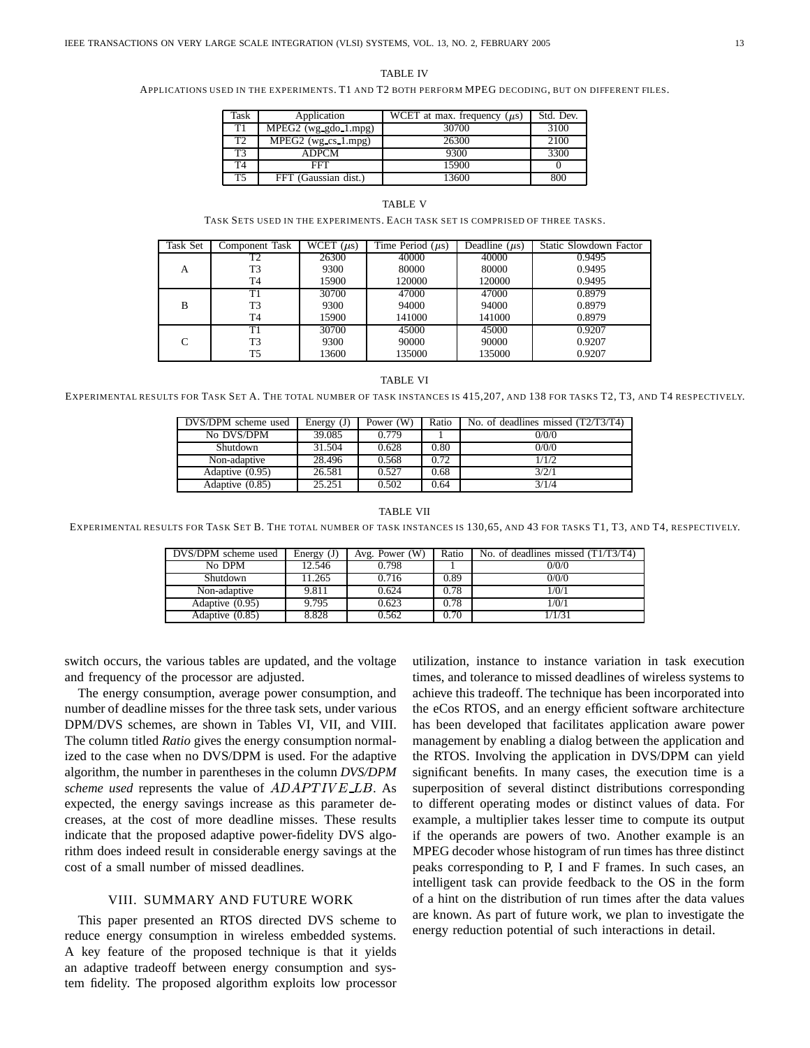TABLE IV

APPLICATIONS USED IN THE EXPERIMENTS. T1 AND T2 BOTH PERFORM MPEG DECODING, BUT ON DIFFERENT FILES.

| Task | Application | WCET at max. frequency ($\mu$s) | Std. Dev. |
|---|---|---|---|
| T1 | MPEG2 (wg_gdo_1.mpg) | 30700 | 3100 |
| T2 | MPEG2 (wg_cs_1.mpg) | 26300 | 2100 |
| T3 | ADPCM | 9300 | 3300 |
| T4 | FFT | 15900 | 0 |
| T5 | FFT (Gaussian dist.) | 13600 | 800 |

TABLE V

TASK SETS USED IN THE EXPERIMENTS. EACH TASK SET IS COMPRISED OF THREE TASKS.

| Task Set | Component Task | WCET ($\mu$s) | Time Period ($\mu$s) | Deadline ($\mu$s) | Static Slowdown Factor |
|---|---|---|---|---|---|
| A | T2 | 26300 | 40000 | 40000 | 0.9495 |
| | T3 | 9300 | 80000 | 80000 | 0.9495 |
| | T4 | 15900 | 120000 | 120000 | 0.9495 |
| B | T1 | 30700 | 47000 | 47000 | 0.8979 |
| | T3 | 9300 | 94000 | 94000 | 0.8979 |
| | T4 | 15900 | 141000 | 141000 | 0.8979 |
| C | T1 | 30700 | 45000 | 45000 | 0.9207 |
| | T3 | 9300 | 90000 | 90000 | 0.9207 |
| | T5 | 13600 | 135000 | 135000 | 0.9207 |

TABLE VI

EXPERIMENTAL RESULTS FOR TASK SET A. THE TOTAL NUMBER OF TASK INSTANCES IS 415,207, AND 138 FOR TASKS T2, T3, AND T4 RESPECTIVELY.

| DVS/DPM scheme used | Energy (J) | Power (W) | Ratio | No. of deadlines missed (T2/T3/T4) |
|---|---|---|---|---|
| No DVS/DPM | 39.085 | 0.779 | 1 | 0/0/0 |
| Shutdown | 31.504 | 0.628 | 0.80 | 0/0/0 |
| Non-adaptive | 28.496 | 0.568 | 0.72 | 1/1/2 |
| Adaptive (0.95) | 26.581 | 0.527 | 0.68 | 3/2/1 |
| Adaptive (0.85) | 25.251 | 0.502 | 0.64 | 3/1/4 |

TABLE VII

EXPERIMENTAL RESULTS FOR TASK SET B. THE TOTAL NUMBER OF TASK INSTANCES IS 130,65, AND 43 FOR TASKS T1, T3, AND T4, RESPECTIVELY.

| DVS/DPM scheme used | Energy (J) | Avg. Power (W) | Ratio | No. of deadlines missed (T1/T3/T4) |
|---|---|---|---|---|
| No DPM | 12.546 | 0.798 | 1 | 0/0/0 |
| Shutdown | 11.265 | 0.716 | 0.89 | 0/0/0 |
| Non-adaptive | 9.811 | 0.624 | 0.78 | 1/0/1 |
| Adaptive (0.95) | 9.795 | 0.623 | 0.78 | 1/0/1 |
| Adaptive (0.85) | 8.828 | 0.562 | 0.70 | 1/1/31 |

switch occurs, the various tables are updated, and the voltage and frequency of the processor are adjusted.

The energy consumption, average power consumption, and number of deadline misses for the three task sets, under various DPM/DVS schemes, are shown in Tables VI, VII, and VIII. The column titled *Ratio* gives the energy consumption normalized to the case when no DVS/DPM is used. For the adaptive algorithm, the number in parentheses in the column *DVS/DPM scheme used* represents the value of $ADAPTIVE\_LB$. As expected, the energy savings increase as this parameter decreases, at the cost of more deadline misses. These results indicate that the proposed adaptive power-fidelity DVS algorithm does indeed result in considerable energy savings at the cost of a small number of missed deadlines.

## VIII. SUMMARY AND FUTURE WORK

This paper presented an RTOS directed DVS scheme to reduce energy consumption in wireless embedded systems. A key feature of the proposed technique is that it yields an adaptive tradeoff between energy consumption and system fidelity. The proposed algorithm exploits low processor utilization, instance to instance variation in task execution times, and tolerance to missed deadlines of wireless systems to achieve this tradeoff. The technique has been incorporated into the eCos RTOS, and an energy efficient software architecture has been developed that facilitates application aware power management by enabling a dialog between the application and the RTOS. Involving the application in DVS/DPM can yield significant benefits. In many cases, the execution time is a superposition of several distinct distributions corresponding to different operating modes or distinct values of data. For example, a multiplier takes lesser time to compute its output if the operands are powers of two. Another example is an MPEG decoder whose histogram of run times has three distinct peaks corresponding to P, I and F frames. In such cases, an intelligent task can provide feedback to the OS in the form of a hint on the distribution of run times after the data values are known. As part of future work, we plan to investigate the energy reduction potential of such interactions in detail.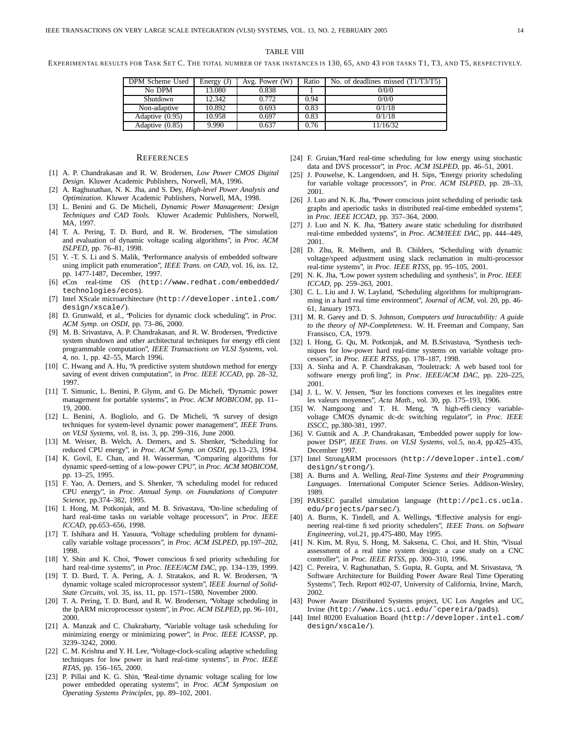TABLE VIII

EXPERIMENTAL RESULTS FOR TASK SET C. THE TOTAL NUMBER OF TASK INSTANCES IS 130, 65, AND 43 FOR TASKS T1, T3, AND T5, RESPECTIVELY.

| DPM Scheme Used | Energy (J) | Avg. Power (W) | Ratio | No. of deadlines missed (T1/T3/T5) |
|---|---|---|---|---|
| No DPM | 13.080 | 0.838 | 1 | 0/0/0 |
| Shutdown | 12.342 | 0.772 | 0.94 | 0/0/0 |
| Non-adaptive | 10.892 | 0.693 | 0.83 | 0/1/18 |
| Adaptive (0.95) | 10.958 | 0.697 | 0.83 | 0/1/18 |
| Adaptive (0.85) | 9.990 | 0.637 | 0.76 | 11/16/32 |

## REFERENCES

[1] A. P. Chandrakasan and R. W. Brodersen, *Low Power CMOS Digital Design*. Kluwer Academic Publishers, Norwell, MA, 1996.

[2] A. Raghunathan, N. K. Jha, and S. Dey, *High-level Power Analysis and Optimization*. Kluwer Academic Publishers, Norwell, MA, 1998.

[3] L. Benini and G. De Micheli, *Dynamic Power Management: Design Techniques and CAD Tools*. Kluwer Academic Publishers, Norwell, MA, 1997.

[4] T. A. Pering, T. D. Burd, and R. W. Brodersen, "The simulation and evaluation of dynamic voltage scaling algorithms", in *Proc. ACM ISLPED*, pp. 76–81, 1998.

[5] Y. -T. S. Li and S. Malik, "Performance analysis of embedded software using implicit path enumeration", *IEEE Trans. on CAD*, vol. 16, iss. 12, pp. 1477-1487, December, 1997.

[6] eCos real-time OS (http://www.redhat.com/embedded/technologies/ecos).

[7] Intel XScale microarchitecture (http://developer.intel.com/design/xscale/).

[8] D. Grunwald, et al., "Policies for dynamic clock scheduling", in *Proc. ACM Symp. on OSDI*, pp. 73–86, 2000.

[9] M. B. Srivastava, A. P. Chandrakasan, and R. W. Brodersen, "Predictive system shutdown and other architectural techniques for energy efficient programmable computation", *IEEE Transactions on VLSI Systems*, vol. 4, no. 1, pp. 42–55, March 1996.

[10] C. Hwang and A. Hu, "A predictive system shutdown method for energy saving of event driven computation", in *Proc. IEEE ICCAD*, pp. 28–32, 1997.

[11] T. Simunic, L. Benini, P. Glynn, and G. De Micheli, "Dynamic power management for portable systems", in *Proc. ACM MOBICOM*, pp. 11–19, 2000.

[12] L. Benini, A. Bogliolo, and G. De Micheli, "A survey of design techniques for system-level dynamic power management", *IEEE Trans. on VLSI Systems*, vol. 8, iss. 3, pp. 299–316, June 2000.

[13] M. Weiser, B. Welch, A. Demers, and S. Shenker, "Scheduling for reduced CPU energy", in *Proc. ACM Symp. on OSDI*, pp.13–23, 1994.

[14] K. Govil, E. Chan, and H. Wasserman, "Comparing algorithms for dynamic speed-setting of a low-power CPU", in *Proc. ACM MOBICOM*, pp. 13–25, 1995.

[15] F. Yao, A. Demers, and S. Shenker, "A scheduling model for reduced CPU energy", in *Proc. Annual Symp. on Foundations of Computer Science*, pp.374–382, 1995.

[16] I. Hong, M. Potkonjak, and M. B. Srivastava, "On-line scheduling of hard real-time tasks on variable voltage processors", in *Proc. IEEE ICCAD*, pp.653–656, 1998.

[17] T. Ishihara and H. Yasuura, "Voltage scheduling problem for dynamically variable voltage processors", in *Proc. ACM ISLPED*, pp.197–202, 1998.

[18] Y. Shin and K. Choi, "Power conscious fixed priority scheduling for hard real-time systems", in *Proc. IEEE/ACM DAC*, pp. 134–139, 1999.

[19] T. D. Burd, T. A. Pering, A. J. Stratakos, and R. W. Brodersen, "A dynamic voltage scaled microprocessor system", *IEEE Journal of Solid-State Circuits*, vol. 35, iss. 11, pp. 1571–1580, November 2000.

[20] T. A. Pering, T. D. Burd, and R. W. Brodersen, "Voltage scheduling in the lpARM microprocessor system", in *Proc. ACM ISLPED*, pp. 96–101, 2000.

[21] A. Manzak and C. Chakrabarty, "Variable voltage task scheduling for minimizing energy or minimizing power", in *Proc. IEEE ICASSP*, pp. 3239–3242, 2000.

[22] C. M. Krishna and Y. H. Lee, "Voltage-clock-scaling adaptive scheduling techniques for low power in hard real-time systems", in *Proc. IEEE RTAS*, pp. 156–165, 2000.

[23] P. Pillai and K. G. Shin, "Real-time dynamic voltage scaling for low power embedded operating systems", in *Proc. ACM Symposium on Operating Systems Principles*, pp. 89–102, 2001.

[24] F. Gruian,"Hard real-time scheduling for low energy using stochastic data and DVS processor", in *Proc. ACM ISLPED*, pp. 46–51, 2001.

[25] J. Pouwelse, K. Langendoen, and H. Sips, "Energy priority scheduling for variable voltage processors", in *Proc. ACM ISLPED*, pp. 28–33, 2001.

[26] J. Luo and N. K. Jha, "Power conscious joint scheduling of periodic task graphs and aperiodic tasks in distributed real-time embedded systems", in *Proc. IEEE ICCAD*, pp. 357–364, 2000.

[27] J. Luo and N. K. Jha, "Battery aware static scheduling for distributed real-time embedded systems", in *Proc. ACM/IEEE DAC*, pp. 444–449, 2001.

[28] D. Zhu, R. Melhem, and B. Childers, "Scheduling with dynamic voltage/speed adjustment using slack reclamation in multi-processor real-time systems", in *Proc. IEEE RTSS*, pp. 95–105, 2001.

[29] N. K. Jha, "Low power system scheduling and synthesis", in *Proc. IEEE ICCAD*, pp. 259–263, 2001.

[30] C. L. Liu and J. W. Layland, "Scheduling algorithms for multiprogramming in a hard real time environment", *Journal of ACM*, vol. 20, pp. 46-61, January 1973.

[31] M. R. Garey and D. S. Johnson, *Computers and Intractability: A guide to the theory of NP-Completeness*. W. H. Freeman and Company, San Fransisco, CA, 1979.

[32] I. Hong, G. Qu, M. Potkonjak, and M. B.Srivastava, "Synthesis techniques for low-power hard real-time systems on variable voltage processors", in *Proc. IEEE RTSS*, pp. 178–187, 1998.

[33] A. Sinha and A. P. Chandrakasan, "Jouletrack: A web based tool for software energy profiling", in *Proc. IEEE/ACM DAC*, pp. 220–225, 2001.

[34] J. L. W. V. Jensen, "Sur les fonctions convexes et les inegalites entre les valeurs moyennes", *Acta Math.*, vol. 30, pp. 175–193, 1906.

[35] W. Namgoong and T. H. Meng, "A high-efficiency variable-voltage CMOS dynamic dc-dc switching regulator", in *Proc. IEEE ISSCC*, pp.380-381, 1997.

[36] V. Gutnik and A. .P. Chandrakasan, "Embedded power supply for low-power DSP", *IEEE Trans. on VLSI Systems*, vol.5, no.4, pp.425–435, December 1997.

[37] Intel StrongARM processors (http://developer.intel.com/design/strong/).

[38] A. Burns and A. Welling, *Real-Time Systems and their Programming Languages*. International Computer Science Series. Addison-Wesley, 1989.

[39] PARSEC parallel simulation language (http://pcl.cs.ucla.edu/projects/parsec/).

[40] A. Burns, K. Tindell, and A. Wellings, "Effective analysis for engineering real-time fixed priority schedulers", *IEEE Trans. on Software Engineering*, vol.21, pp.475-480, May 1995.

[41] N. Kim, M. Ryu, S. Hong, M. Saksena, C. Choi, and H. Shin, "Visual assessment of a real time system design: a case study on a CNC controller", in *Proc. IEEE RTSS*, pp. 300–310, 1996.

[42] C. Pereira, V. Raghunathan, S. Gupta, R. Gupta, and M. Srivastava, "A Software Architecture for Building Power Aware Real Time Operating Systems", Tech. Report #02-07, University of California, Irvine, March, 2002.

[43] Power Aware Distributed Systems project, UC Los Angeles and UC, Irvine (http://www.ics.uci.edu/˜cpereira/pads).

[44] Intel 80200 Evaluation Board (http://developer.intel.com/design/xscale/).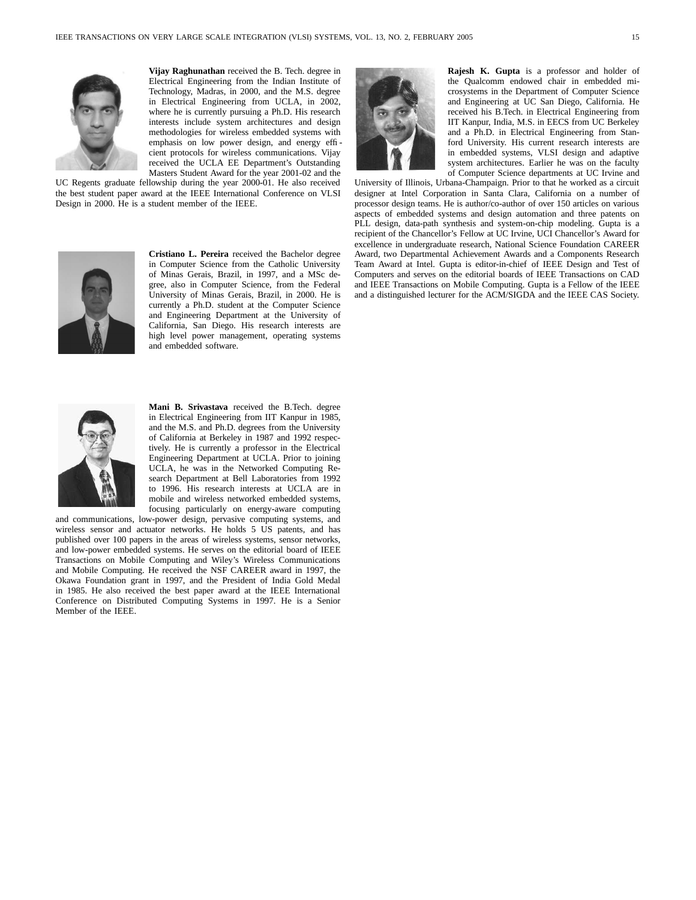**Vijay Raghunathan** received the B. Tech. degree in Electrical Engineering from the Indian Institute of Technology, Madras, in 2000, and the M.S. degree in Electrical Engineering from UCLA, in 2002, where he is currently pursuing a Ph.D. His research interests include system architectures and design methodologies for wireless embedded systems with emphasis on low power design, and energy efficient protocols for wireless communications. Vijay received the UCLA EE Department's Outstanding Masters Student Award for the year 2001-02 and the UC Regents graduate fellowship during the year 2000-01. He also received the best student paper award at the IEEE International Conference on VLSI Design in 2000. He is a student member of the IEEE.

**Cristiano L. Pereira** received the Bachelor degree in Computer Science from the Catholic University of Minas Gerais, Brazil, in 1997, and a MSc degree, also in Computer Science, from the Federal University of Minas Gerais, Brazil, in 2000. He is currently a Ph.D. student at the Computer Science and Engineering Department at the University of California, San Diego. His research interests are high level power management, operating systems and embedded software.

**Mani B. Srivastava** received the B.Tech. degree in Electrical Engineering from IIT Kanpur in 1985, and the M.S. and Ph.D. degrees from the University of California at Berkeley in 1987 and 1992 respectively. He is currently a professor in the Electrical Engineering Department at UCLA. Prior to joining UCLA, he was in the Networked Computing Research Department at Bell Laboratories from 1992 to 1996. His research interests at UCLA are in mobile and wireless networked embedded systems, focusing particularly on energy-aware computing and communications, low-power design, pervasive computing systems, and wireless sensor and actuator networks. He holds 5 US patents, and has published over 100 papers in the areas of wireless systems, sensor networks, and low-power embedded systems. He serves on the editorial board of IEEE Transactions on Mobile Computing and Wiley's Wireless Communications and Mobile Computing. He received the NSF CAREER award in 1997, the Okawa Foundation grant in 1997, and the President of India Gold Medal in 1985. He also received the best paper award at the IEEE International Conference on Distributed Computing Systems in 1997. He is a Senior Member of the IEEE.

**Rajesh K. Gupta** is a professor and holder of the Qualcomm endowed chair in embedded microsystems in the Department of Computer Science and Engineering at UC San Diego, California. He received his B.Tech. in Electrical Engineering from IIT Kanpur, India, M.S. in EECS from UC Berkeley and a Ph.D. in Electrical Engineering from Stanford University. His current research interests are in embedded systems, VLSI design and adaptive system architectures. Earlier he was on the faculty of Computer Science departments at UC Irvine and University of Illinois, Urbana-Champaign. Prior to that he worked as a circuit designer at Intel Corporation in Santa Clara, California on a number of processor design teams. He is author/co-author of over 150 articles on various aspects of embedded systems and design automation and three patents on PLL design, data-path synthesis and system-on-chip modeling. Gupta is a recipient of the Chancellor's Fellow at UC Irvine, UCI Chancellor's Award for excellence in undergraduate research, National Science Foundation CAREER Award, two Departmental Achievement Awards and a Components Research Team Award at Intel. Gupta is editor-in-chief of IEEE Design and Test of Computers and serves on the editorial boards of IEEE Transactions on CAD and IEEE Transactions on Mobile Computing. Gupta is a Fellow of the IEEE and a distinguished lecturer for the ACM/SIGDA and the IEEE CAS Society.